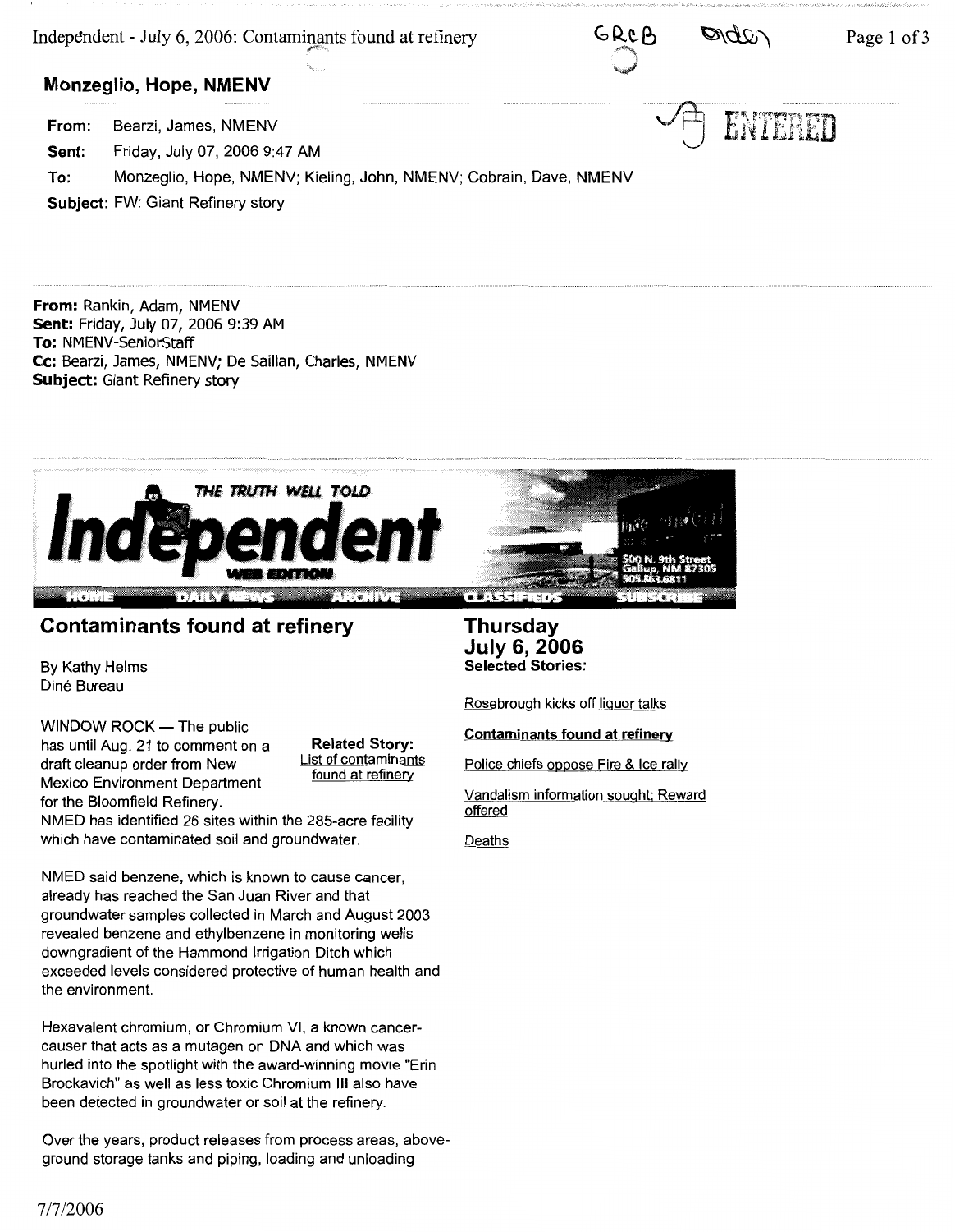**Monzeglio, Hope, NMENV**

**From:** Bearzi, James, NMENV
**Sent:** Friday, July 07, 2006 9:47 AM
**To:** Monzeglio, Hope, NMENV; Kieling, John, NMENV; Cobrain, Dave, NMENV
**Subject:** FW: Giant Refinery story

GRCB Order

ENTERED

---

**From:** Rankin, Adam, NMENV
**Sent:** Friday, July 07, 2006 9:39 AM
**To:** NMENV-SeniorStaff
**Cc:** Bearzi, James, NMENV; De Saillan, Charles, NMENV
**Subject:** Giant Refinery story

---

THE TRUTH WELL TOLD

**Independent** WEB EDITION

500 N. 9th Street, Gallup, NM 87305, 505.863.6811

HOME | DAILY NEWS | ARCHIVE | CLASSIFIEDS | SUBSCRIBE

## Contaminants found at refinery

By Kathy Helms
Diné Bureau

WINDOW ROCK — The public has until Aug. 21 to comment on a draft cleanup order from New Mexico Environment Department for the Bloomfield Refinery.

**Related Story:**
List of contaminants found at refinery

NMED has identified 26 sites within the 285-acre facility which have contaminated soil and groundwater.

NMED said benzene, which is known to cause cancer, already has reached the San Juan River and that groundwater samples collected in March and August 2003 revealed benzene and ethylbenzene in monitoring wells downgradient of the Hammond Irrigation Ditch which exceeded levels considered protective of human health and the environment.

Hexavalent chromium, or Chromium VI, a known cancer-causer that acts as a mutagen on DNA and which was hurled into the spotlight with the award-winning movie "Erin Brockavich" as well as less toxic Chromium III also have been detected in groundwater or soil at the refinery.

Over the years, product releases from process areas, above-ground storage tanks and piping, loading and unloading

**Thursday**
**July 6, 2006**
**Selected Stories:**

- Rosebrough kicks off liquor talks
- **Contaminants found at refinery**
- Police chiefs oppose Fire & Ice rally
- Vandalism information sought; Reward offered
- Deaths

7/7/2006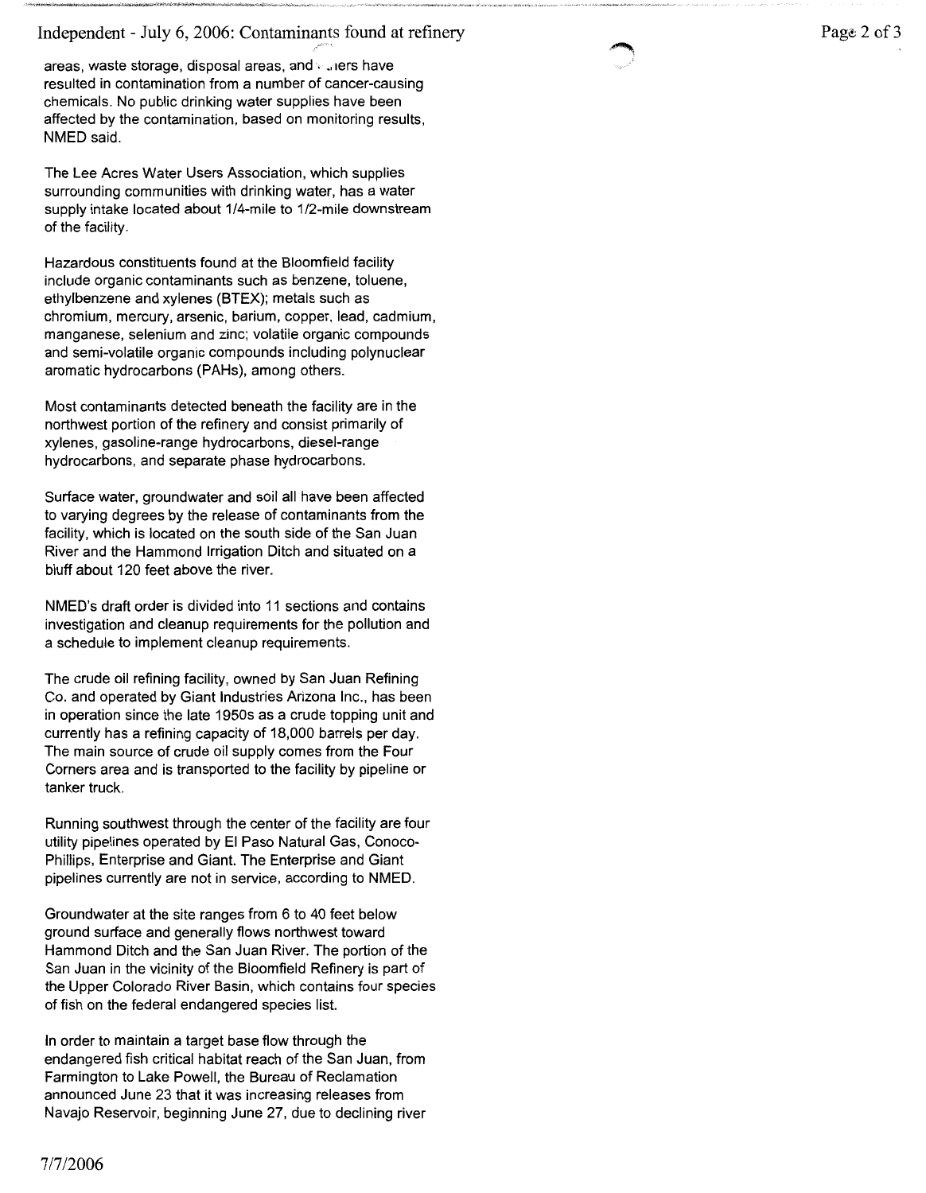areas, waste storage, disposal areas, and others have resulted in contamination from a number of cancer-causing chemicals. No public drinking water supplies have been affected by the contamination, based on monitoring results, NMED said.

The Lee Acres Water Users Association, which supplies surrounding communities with drinking water, has a water supply intake located about 1/4-mile to 1/2-mile downstream of the facility.

Hazardous constituents found at the Bloomfield facility include organic contaminants such as benzene, toluene, ethylbenzene and xylenes (BTEX); metals such as chromium, mercury, arsenic, barium, copper, lead, cadmium, manganese, selenium and zinc; volatile organic compounds and semi-volatile organic compounds including polynuclear aromatic hydrocarbons (PAHs), among others.

Most contaminants detected beneath the facility are in the northwest portion of the refinery and consist primarily of xylenes, gasoline-range hydrocarbons, diesel-range hydrocarbons, and separate phase hydrocarbons.

Surface water, groundwater and soil all have been affected to varying degrees by the release of contaminants from the facility, which is located on the south side of the San Juan River and the Hammond Irrigation Ditch and situated on a bluff about 120 feet above the river.

NMED's draft order is divided into 11 sections and contains investigation and cleanup requirements for the pollution and a schedule to implement cleanup requirements.

The crude oil refining facility, owned by San Juan Refining Co. and operated by Giant Industries Arizona Inc., has been in operation since the late 1950s as a crude topping unit and currently has a refining capacity of 18,000 barrels per day. The main source of crude oil supply comes from the Four Corners area and is transported to the facility by pipeline or tanker truck.

Running southwest through the center of the facility are four utility pipelines operated by El Paso Natural Gas, Conoco-Phillips, Enterprise and Giant. The Enterprise and Giant pipelines currently are not in service, according to NMED.

Groundwater at the site ranges from 6 to 40 feet below ground surface and generally flows northwest toward Hammond Ditch and the San Juan River. The portion of the San Juan in the vicinity of the Bloomfield Refinery is part of the Upper Colorado River Basin, which contains four species of fish on the federal endangered species list.

In order to maintain a target base flow through the endangered fish critical habitat reach of the San Juan, from Farmington to Lake Powell, the Bureau of Reclamation announced June 23 that it was increasing releases from Navajo Reservoir, beginning June 27, due to declining river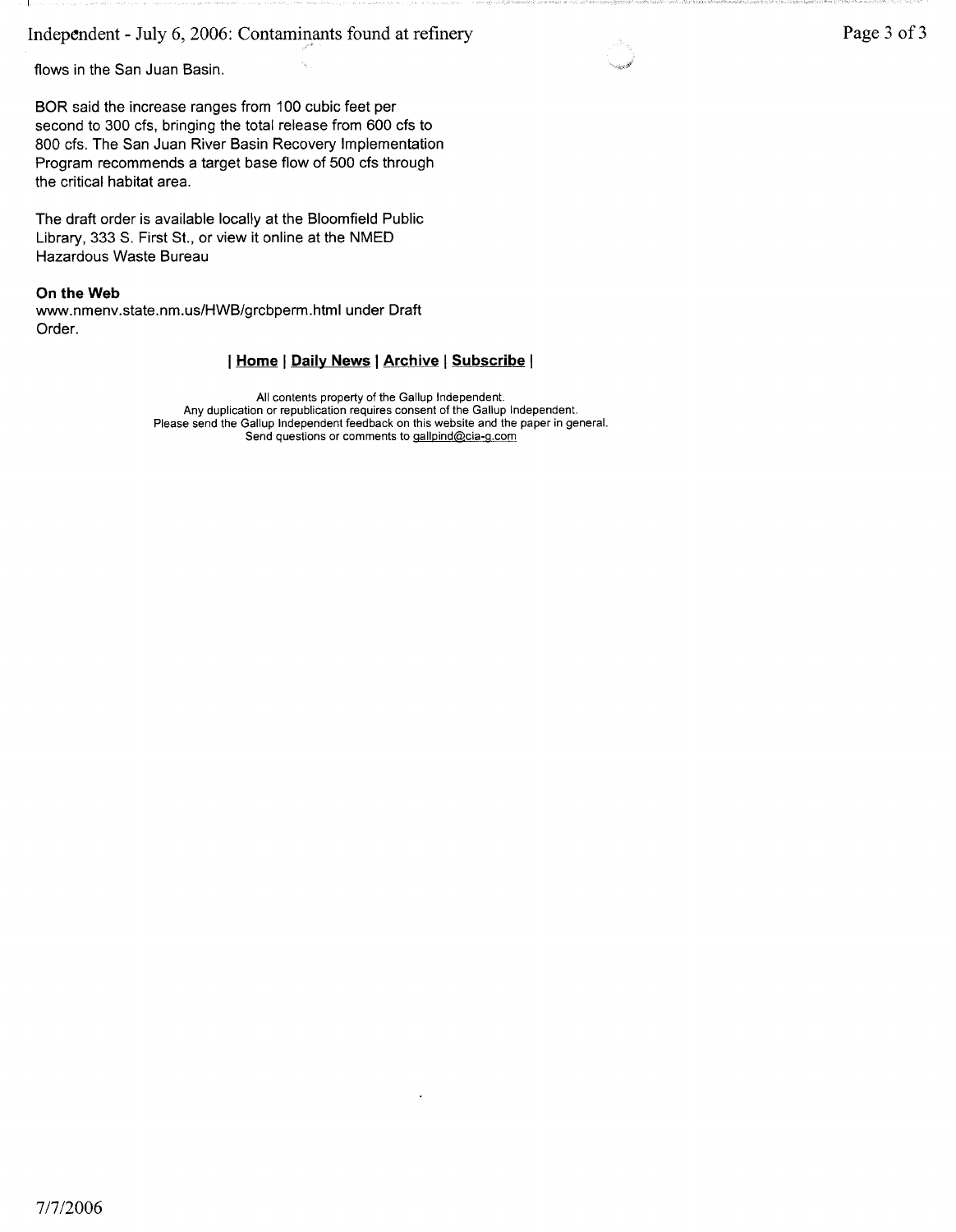flows in the San Juan Basin.

BOR said the increase ranges from 100 cubic feet per second to 300 cfs, bringing the total release from 600 cfs to 800 cfs. The San Juan River Basin Recovery Implementation Program recommends a target base flow of 500 cfs through the critical habitat area.

The draft order is available locally at the Bloomfield Public Library, 333 S. First St., or view it online at the NMED Hazardous Waste Bureau

**On the Web**
www.nmenv.state.nm.us/HWB/grcbperm.html under Draft Order.

| **Home** | **Daily News** | **Archive** | **Subscribe** |

All contents property of the Gallup Independent.
Any duplication or republication requires consent of the Gallup Independent.
Please send the Gallup Independent feedback on this website and the paper in general.
Send questions or comments to gallpind@cia-g.com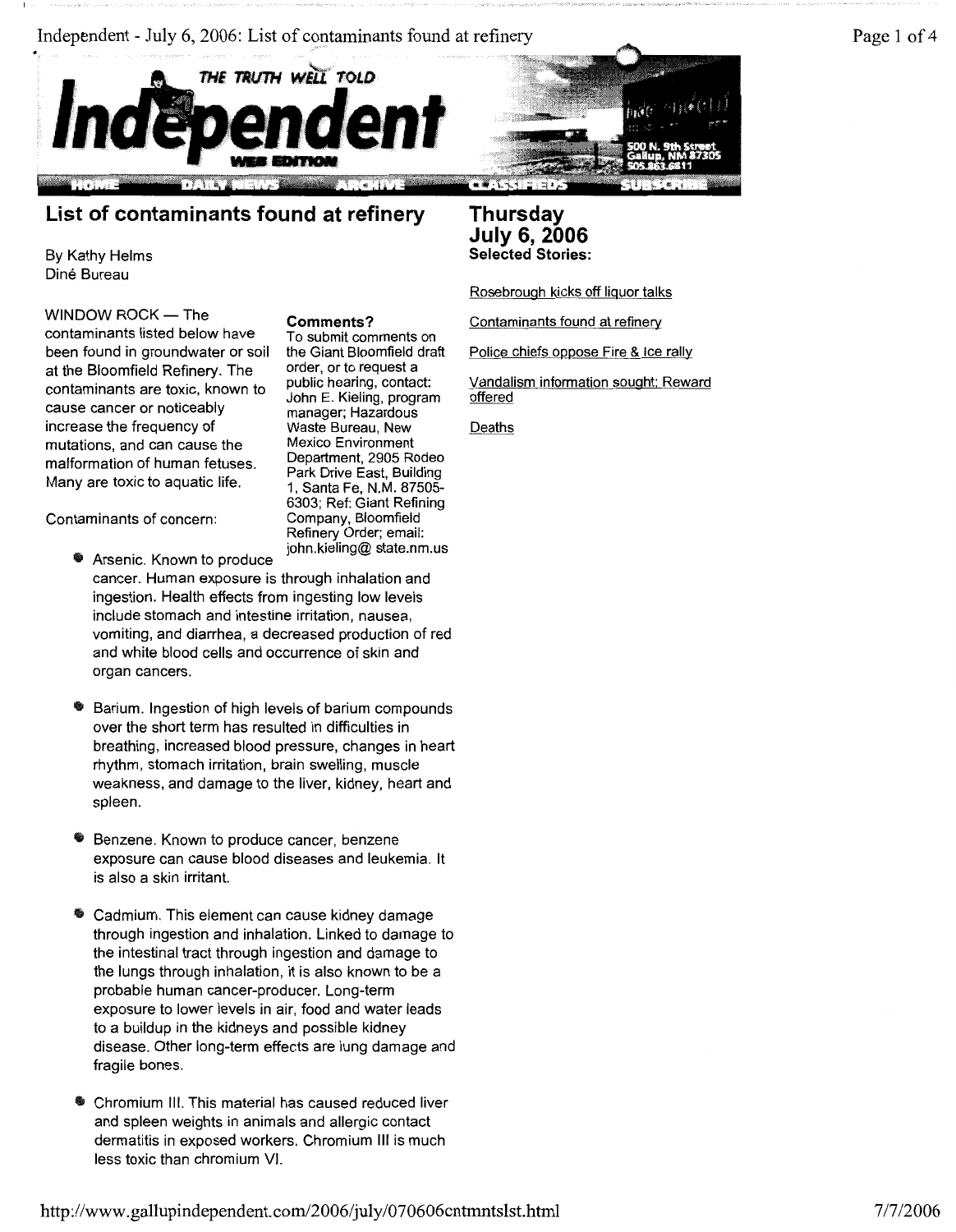# List of contaminants found at refinery

By Kathy Helms
Diné Bureau

WINDOW ROCK — The contaminants listed below have been found in groundwater or soil at the Bloomfield Refinery. The contaminants are toxic, known to cause cancer or noticeably increase the frequency of mutations, and can cause the malformation of human fetuses. Many are toxic to aquatic life.

**Comments?**
To submit comments on the Giant Bloomfield draft order, or to request a public hearing, contact: John E. Kieling, program manager; Hazardous Waste Bureau, New Mexico Environment Department, 2905 Rodeo Park Drive East, Building 1, Santa Fe, N.M. 87505-6303; Ref: Giant Refining Company, Bloomfield Refinery Order; email: john.kieling@ state.nm.us

Contaminants of concern:

- Arsenic. Known to produce cancer. Human exposure is through inhalation and ingestion. Health effects from ingesting low levels include stomach and intestine irritation, nausea, vomiting, and diarrhea, a decreased production of red and white blood cells and occurrence of skin and organ cancers.

- Barium. Ingestion of high levels of barium compounds over the short term has resulted in difficulties in breathing, increased blood pressure, changes in heart rhythm, stomach irritation, brain swelling, muscle weakness, and damage to the liver, kidney, heart and spleen.

- Benzene. Known to produce cancer, benzene exposure can cause blood diseases and leukemia. It is also a skin irritant.

- Cadmium. This element can cause kidney damage through ingestion and inhalation. Linked to damage to the intestinal tract through ingestion and damage to the lungs through inhalation, it is also known to be a probable human cancer-producer. Long-term exposure to lower levels in air, food and water leads to a buildup in the kidneys and possible kidney disease. Other long-term effects are lung damage and fragile bones.

- Chromium III. This material has caused reduced liver and spleen weights in animals and allergic contact dermatitis in exposed workers. Chromium III is much less toxic than chromium VI.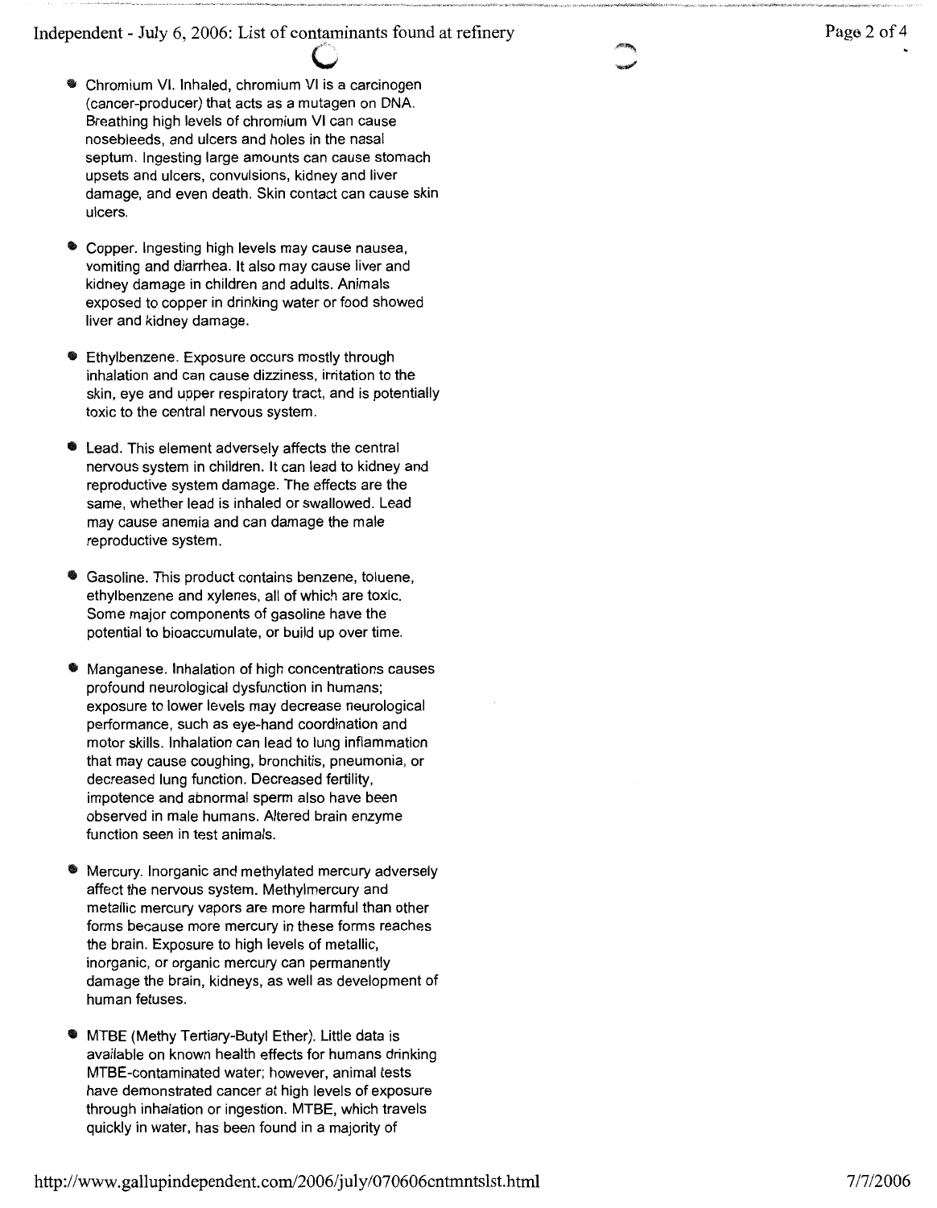- Chromium VI. Inhaled, chromium VI is a carcinogen (cancer-producer) that acts as a mutagen on DNA. Breathing high levels of chromium VI can cause nosebleeds, and ulcers and holes in the nasal septum. Ingesting large amounts can cause stomach upsets and ulcers, convulsions, kidney and liver damage, and even death. Skin contact can cause skin ulcers.

- Copper. Ingesting high levels may cause nausea, vomiting and diarrhea. It also may cause liver and kidney damage in children and adults. Animals exposed to copper in drinking water or food showed liver and kidney damage.

- Ethylbenzene. Exposure occurs mostly through inhalation and can cause dizziness, irritation to the skin, eye and upper respiratory tract, and is potentially toxic to the central nervous system.

- Lead. This element adversely affects the central nervous system in children. It can lead to kidney and reproductive system damage. The effects are the same, whether lead is inhaled or swallowed. Lead may cause anemia and can damage the male reproductive system.

- Gasoline. This product contains benzene, toluene, ethylbenzene and xylenes, all of which are toxic. Some major components of gasoline have the potential to bioaccumulate, or build up over time.

- Manganese. Inhalation of high concentrations causes profound neurological dysfunction in humans; exposure to lower levels may decrease neurological performance, such as eye-hand coordination and motor skills. Inhalation can lead to lung inflammation that may cause coughing, bronchitis, pneumonia, or decreased lung function. Decreased fertility, impotence and abnormal sperm also have been observed in male humans. Altered brain enzyme function seen in test animals.

- Mercury. Inorganic and methylated mercury adversely affect the nervous system. Methylmercury and metallic mercury vapors are more harmful than other forms because more mercury in these forms reaches the brain. Exposure to high levels of metallic, inorganic, or organic mercury can permanently damage the brain, kidneys, as well as development of human fetuses.

- MTBE (Methy Tertiary-Butyl Ether). Little data is available on known health effects for humans drinking MTBE-contaminated water; however, animal tests have demonstrated cancer at high levels of exposure through inhalation or ingestion. MTBE, which travels quickly in water, has been found in a majority of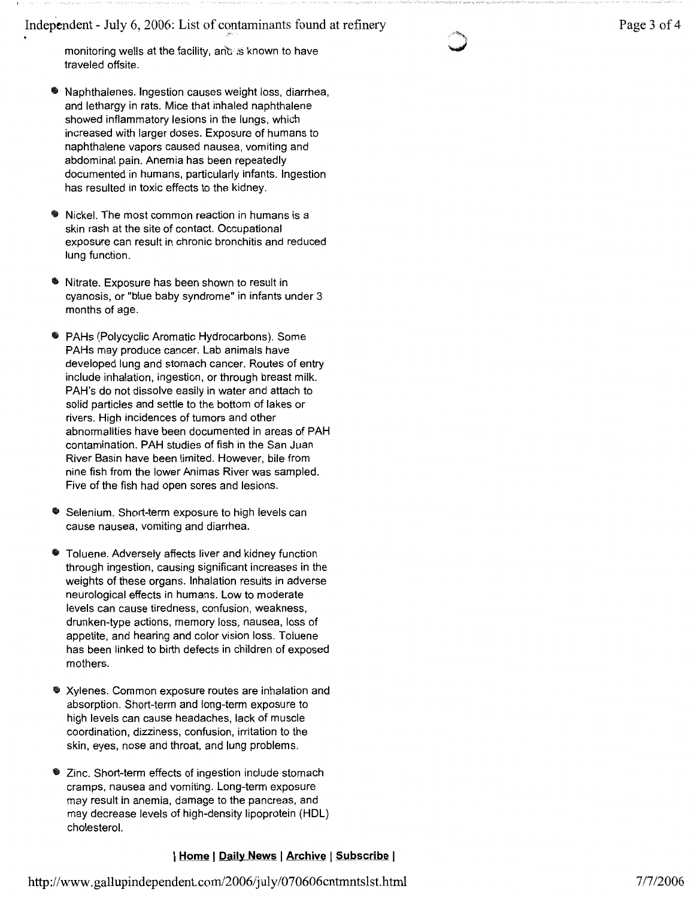monitoring wells at the facility, and is known to have traveled offsite.

- Naphthalenes. Ingestion causes weight loss, diarrhea, and lethargy in rats. Mice that inhaled naphthalene showed inflammatory lesions in the lungs, which increased with larger doses. Exposure of humans to naphthalene vapors caused nausea, vomiting and abdominal pain. Anemia has been repeatedly documented in humans, particularly infants. Ingestion has resulted in toxic effects to the kidney.

- Nickel. The most common reaction in humans is a skin rash at the site of contact. Occupational exposure can result in chronic bronchitis and reduced lung function.

- Nitrate. Exposure has been shown to result in cyanosis, or "blue baby syndrome" in infants under 3 months of age.

- PAHs (Polycyclic Aromatic Hydrocarbons). Some PAHs may produce cancer. Lab animals have developed lung and stomach cancer. Routes of entry include inhalation, ingestion, or through breast milk. PAH's do not dissolve easily in water and attach to solid particles and settle to the bottom of lakes or rivers. High incidences of tumors and other abnormalities have been documented in areas of PAH contamination. PAH studies of fish in the San Juan River Basin have been limited. However, bile from nine fish from the lower Animas River was sampled. Five of the fish had open sores and lesions.

- Selenium. Short-term exposure to high levels can cause nausea, vomiting and diarrhea.

- Toluene. Adversely affects liver and kidney function through ingestion, causing significant increases in the weights of these organs. Inhalation results in adverse neurological effects in humans. Low to moderate levels can cause tiredness, confusion, weakness, drunken-type actions, memory loss, nausea, loss of appetite, and hearing and color vision loss. Toluene has been linked to birth defects in children of exposed mothers.

- Xylenes. Common exposure routes are inhalation and absorption. Short-term and long-term exposure to high levels can cause headaches, lack of muscle coordination, dizziness, confusion, irritation to the skin, eyes, nose and throat, and lung problems.

- Zinc. Short-term effects of ingestion include stomach cramps, nausea and vomiting. Long-term exposure may result in anemia, damage to the pancreas, and may decrease levels of high-density lipoprotein (HDL) cholesterol.

| Home | Daily News | Archive | Subscribe |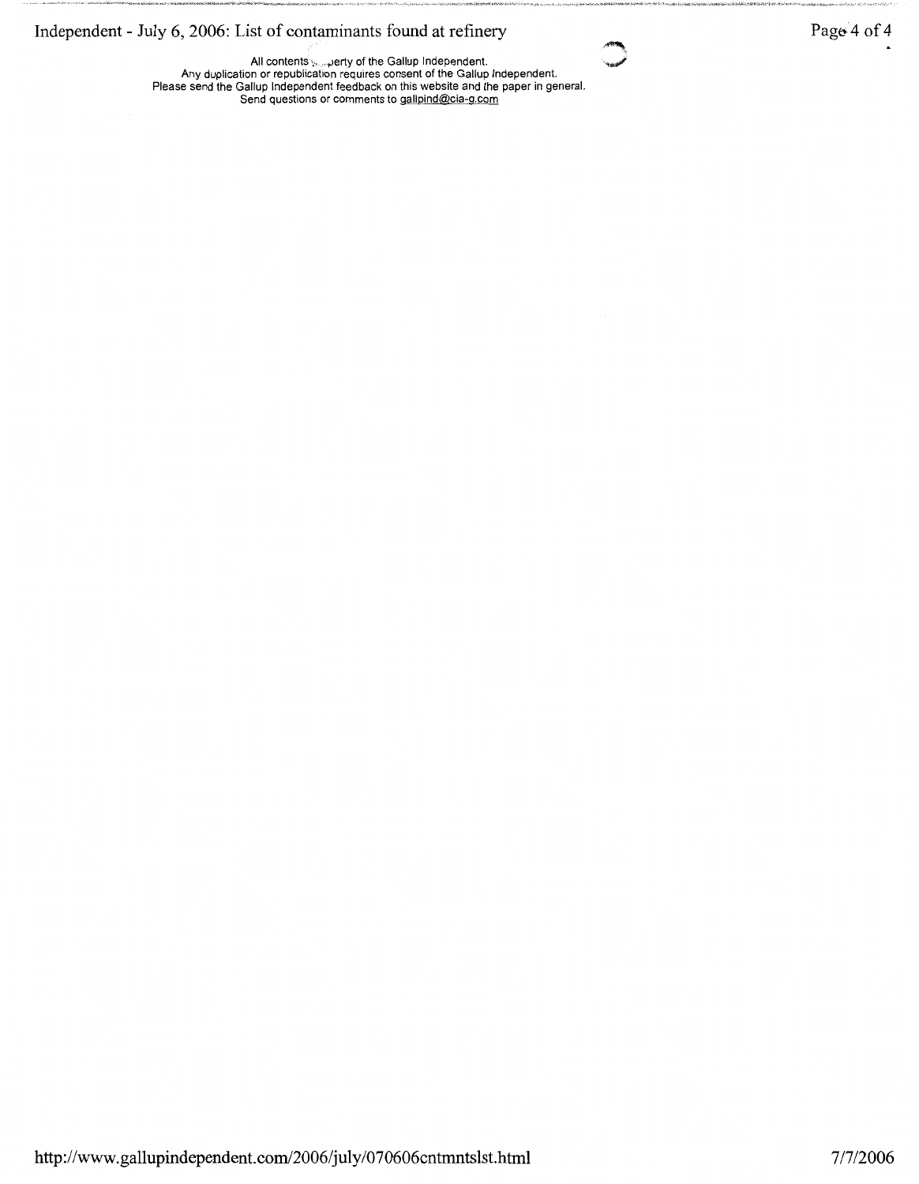All contents property of the Gallup Independent.
Any duplication or republication requires consent of the Gallup Independent.
Please send the Gallup Independent feedback on this website and the paper in general.
Send questions or comments to gallpind@cia-g.com